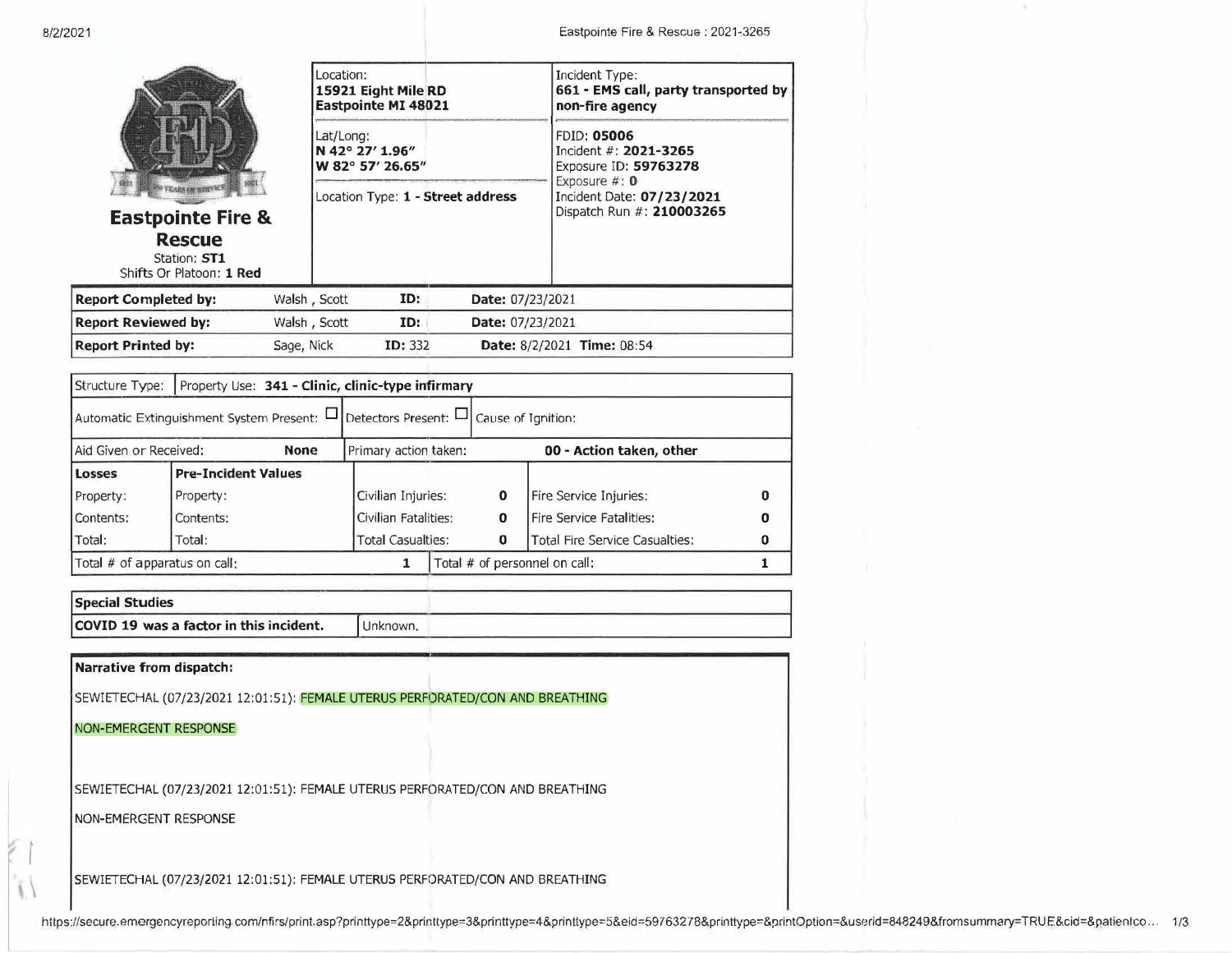**Eastpointe Fire & Rescue**
Station: **ST1**
Shifts Or Platoon: **1 Red**

| Location: | Incident Type: |
|---|---|
| **15921 Eight Mile RD** **Eastpointe MI 48021** | **661 - EMS call, party transported by non-fire agency** |
| Lat/Long: **N 42° 27′ 1.96″ W 82° 57′ 26.65″** | FDID: **05006** Incident #: **2021-3265** Exposure ID: **59763278** Exposure #: **0** Incident Date: **07/23/2021** Dispatch Run #: **210003265** |
| Location Type: **1 - Street address** | |

| | | | |
|---|---|---|---|
| **Report Completed by:** | Walsh , Scott | **ID:** | **Date:** 07/23/2021 |
| **Report Reviewed by:** | Walsh , Scott | **ID:** | **Date:** 07/23/2021 |
| **Report Printed by:** | Sage, Nick | **ID:** 332 | **Date:** 8/2/2021 **Time:** 08:54 |

| Structure Type: | Property Use: **341 - Clinic, clinic-type infirmary** | | |
|---|---|---|---|
| Automatic Extinguishment System Present: ☐ | Detectors Present: ☐ | Cause of Ignition: | |
| Aid Given or Received: **None** | Primary action taken: **00 - Action taken, other** | | |

| **Losses** | **Pre-Incident Values** | | | | |
|---|---|---|---|---|---|
| Property: | Property: | Civilian Injuries: | **0** | Fire Service Injuries: | **0** |
| Contents: | Contents: | Civilian Fatalities: | **0** | Fire Service Fatalities: | **0** |
| Total: | Total: | Total Casualties: | **0** | Total Fire Service Casualties: | **0** |
| Total # of apparatus on call: | | | **1** | Total # of personnel on call: | **1** |

| **Special Studies** | |
|---|---|
| **COVID 19 was a factor in this incident.** | Unknown. |

**Narrative from dispatch:**

SEWIETECHAL (07/23/2021 12:01:51): FEMALE UTERUS PERFORATED/CON AND BREATHING

NON-EMERGENT RESPONSE

SEWIETECHAL (07/23/2021 12:01:51): FEMALE UTERUS PERFORATED/CON AND BREATHING

NON-EMERGENT RESPONSE

SEWIETECHAL (07/23/2021 12:01:51): FEMALE UTERUS PERFORATED/CON AND BREATHING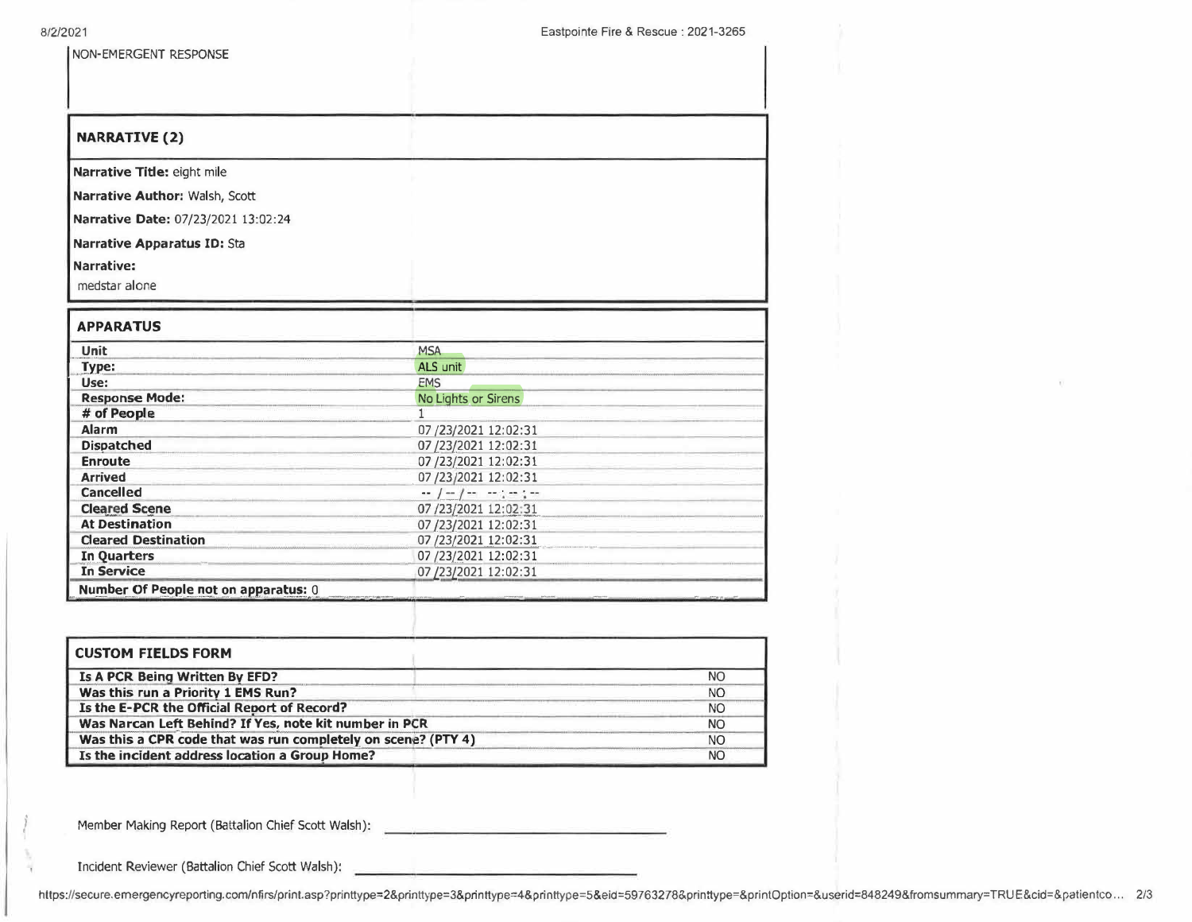NON-EMERGENT RESPONSE

## NARRATIVE (2)

**Narrative Title:** eight mile

**Narrative Author:** Walsh, Scott

**Narrative Date:** 07/23/2021 13:02:24

**Narrative Apparatus ID:** Sta

**Narrative:**

medstar alone

## APPARATUS

| | |
|---|---|
| Unit | MSA |
| Type: | ALS unit |
| Use: | EMS |
| Response Mode: | No Lights or Sirens |
| # of People | 1 |
| Alarm | 07 /23/2021 12:02:31 |
| Dispatched | 07 /23/2021 12:02:31 |
| Enroute | 07 /23/2021 12:02:31 |
| Arrived | 07 /23/2021 12:02:31 |
| Cancelled | -- / -- / -- -- : -- : -- |
| Cleared Scene | 07 /23/2021 12:02:31 |
| At Destination | 07 /23/2021 12:02:31 |
| Cleared Destination | 07 /23/2021 12:02:31 |
| In Quarters | 07 /23/2021 12:02:31 |
| In Service | 07 /23/2021 12:02:31 |
| Number Of People not on apparatus: 0 | |

## CUSTOM FIELDS FORM

| | |
|---|---|
| Is A PCR Being Written By EFD? | NO |
| Was this run a Priority 1 EMS Run? | NO |
| Is the E-PCR the Official Report of Record? | NO |
| Was Narcan Left Behind? If Yes, note kit number in PCR | NO |
| Was this a CPR code that was run completely on scene? (PTY 4) | NO |
| Is the incident address location a Group Home? | NO |

Member Making Report (Battalion Chief Scott Walsh): ______________________

Incident Reviewer (Battalion Chief Scott Walsh): ______________________